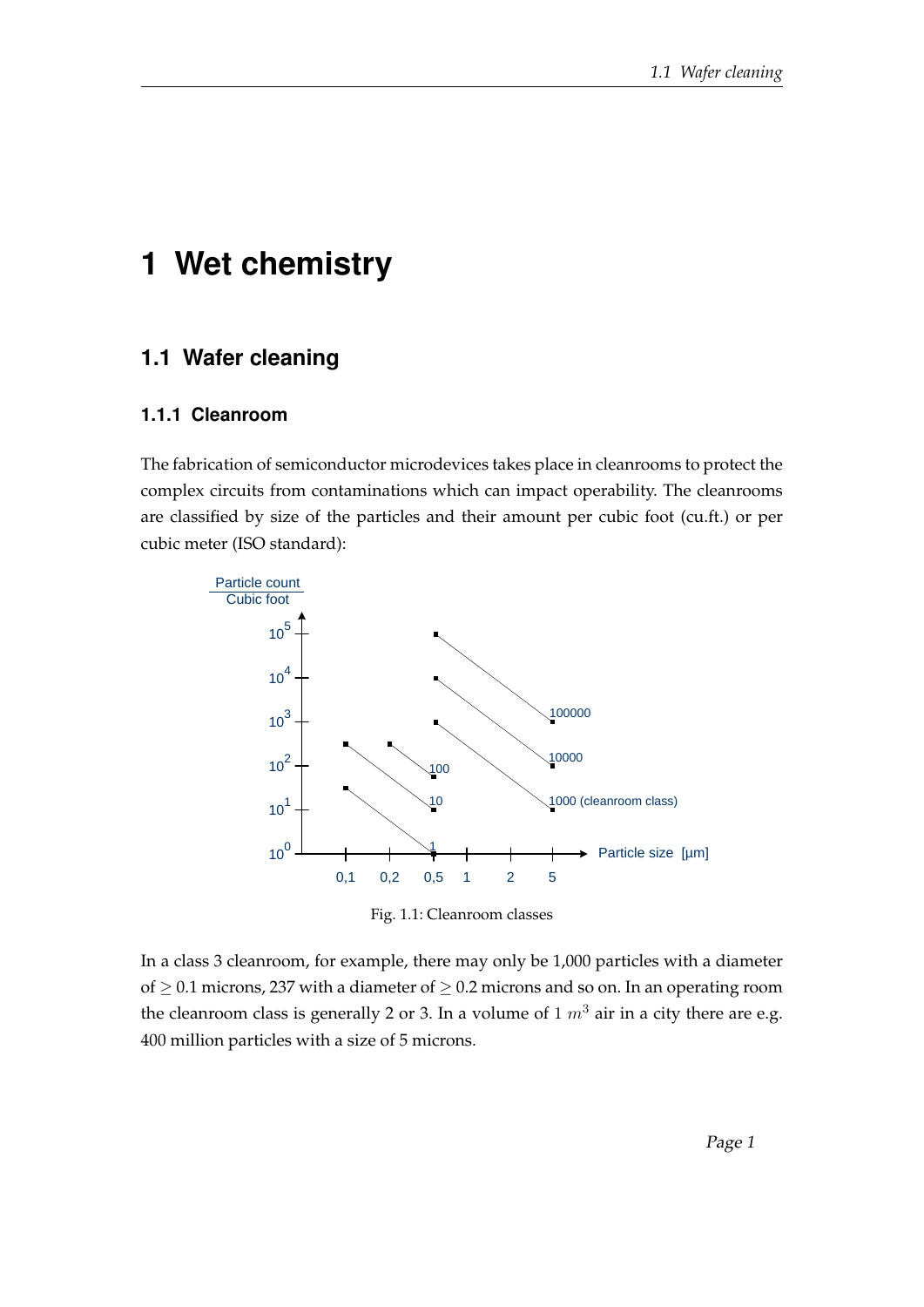# 1 Wet chemistry

## 1.1 Wafer cleaning

### 1.1.1 Cleanroom

The fabrication of semiconductor microdevices takes place in cleanrooms to protect the complex circuits from contaminations which can impact operability. The cleanrooms are classified by size of the particles and their amount per cubic foot (cu.ft.) or per cubic meter (ISO standard):

Fig. 1.1: Cleanroom classes

In a class 3 cleanroom, for example, there may only be 1,000 particles with a diameter of $\geq 0.1$ microns, 237 with a diameter of $\geq 0.2$ microns and so on. In an operating room the cleanroom class is generally 2 or 3. In a volume of $1\ m^3$ air in a city there are e.g. 400 million particles with a size of 5 microns.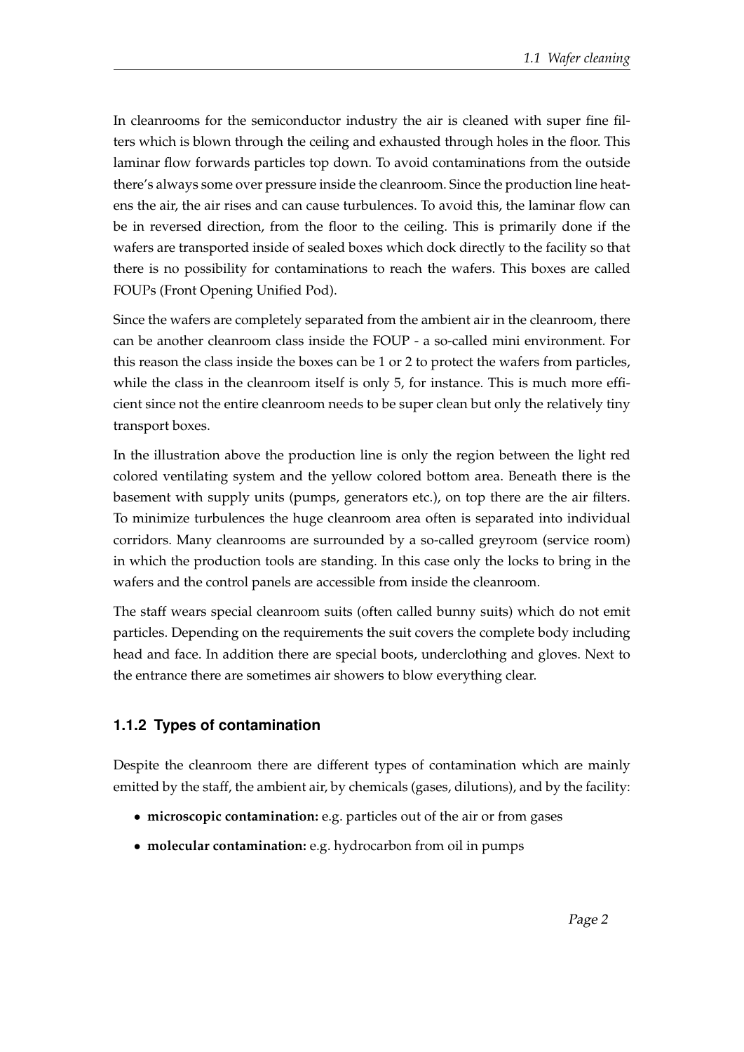In cleanrooms for the semiconductor industry the air is cleaned with super fine filters which is blown through the ceiling and exhausted through holes in the floor. This laminar flow forwards particles top down. To avoid contaminations from the outside there's always some over pressure inside the cleanroom. Since the production line heatens the air, the air rises and can cause turbulences. To avoid this, the laminar flow can be in reversed direction, from the floor to the ceiling. This is primarily done if the wafers are transported inside of sealed boxes which dock directly to the facility so that there is no possibility for contaminations to reach the wafers. This boxes are called FOUPs (Front Opening Unified Pod).

Since the wafers are completely separated from the ambient air in the cleanroom, there can be another cleanroom class inside the FOUP - a so-called mini environment. For this reason the class inside the boxes can be 1 or 2 to protect the wafers from particles, while the class in the cleanroom itself is only 5, for instance. This is much more efficient since not the entire cleanroom needs to be super clean but only the relatively tiny transport boxes.

In the illustration above the production line is only the region between the light red colored ventilating system and the yellow colored bottom area. Beneath there is the basement with supply units (pumps, generators etc.), on top there are the air filters. To minimize turbulences the huge cleanroom area often is separated into individual corridors. Many cleanrooms are surrounded by a so-called greyroom (service room) in which the production tools are standing. In this case only the locks to bring in the wafers and the control panels are accessible from inside the cleanroom.

The staff wears special cleanroom suits (often called bunny suits) which do not emit particles. Depending on the requirements the suit covers the complete body including head and face. In addition there are special boots, underclothing and gloves. Next to the entrance there are sometimes air showers to blow everything clear.

### 1.1.2 Types of contamination

Despite the cleanroom there are different types of contamination which are mainly emitted by the staff, the ambient air, by chemicals (gases, dilutions), and by the facility:

- **microscopic contamination:** e.g. particles out of the air or from gases
- **molecular contamination:** e.g. hydrocarbon from oil in pumps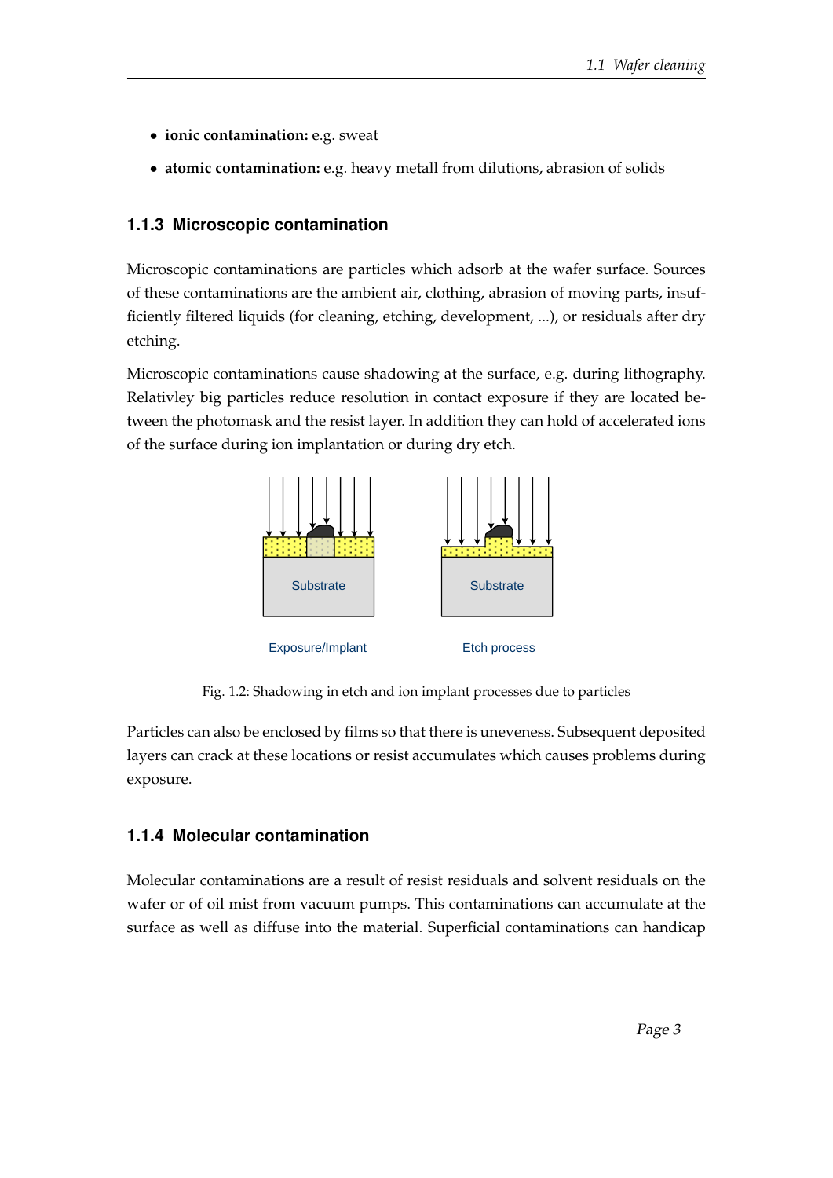- **ionic contamination:** e.g. sweat
- **atomic contamination:** e.g. heavy metall from dilutions, abrasion of solids

### 1.1.3 Microscopic contamination

Microscopic contaminations are particles which adsorb at the wafer surface. Sources of these contaminations are the ambient air, clothing, abrasion of moving parts, insufficiently filtered liquids (for cleaning, etching, development, ...), or residuals after dry etching.

Microscopic contaminations cause shadowing at the surface, e.g. during lithography. Relativley big particles reduce resolution in contact exposure if they are located between the photomask and the resist layer. In addition they can hold of accelerated ions of the surface during ion implantation or during dry etch.

Substrate

Substrate

Exposure/Implant

Etch process

Fig. 1.2: Shadowing in etch and ion implant processes due to particles

Particles can also be enclosed by films so that there is uneveness. Subsequent deposited layers can crack at these locations or resist accumulates which causes problems during exposure.

### 1.1.4 Molecular contamination

Molecular contaminations are a result of resist residuals and solvent residuals on the wafer or of oil mist from vacuum pumps. This contaminations can accumulate at the surface as well as diffuse into the material. Superficial contaminations can handicap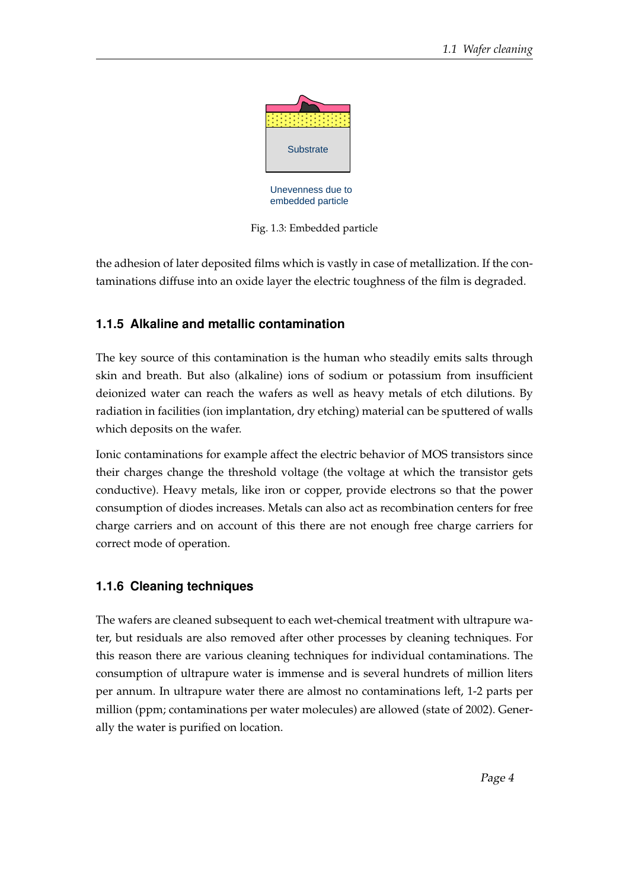Substrate

Unevenness due to embedded particle

Fig. 1.3: Embedded particle

the adhesion of later deposited films which is vastly in case of metallization. If the contaminations diffuse into an oxide layer the electric toughness of the film is degraded.

### 1.1.5 Alkaline and metallic contamination

The key source of this contamination is the human who steadily emits salts through skin and breath. But also (alkaline) ions of sodium or potassium from insufficient deionized water can reach the wafers as well as heavy metals of etch dilutions. By radiation in facilities (ion implantation, dry etching) material can be sputtered of walls which deposits on the wafer.

Ionic contaminations for example affect the electric behavior of MOS transistors since their charges change the threshold voltage (the voltage at which the transistor gets conductive). Heavy metals, like iron or copper, provide electrons so that the power consumption of diodes increases. Metals can also act as recombination centers for free charge carriers and on account of this there are not enough free charge carriers for correct mode of operation.

### 1.1.6 Cleaning techniques

The wafers are cleaned subsequent to each wet-chemical treatment with ultrapure water, but residuals are also removed after other processes by cleaning techniques. For this reason there are various cleaning techniques for individual contaminations. The consumption of ultrapure water is immense and is several hundrets of million liters per annum. In ultrapure water there are almost no contaminations left, 1-2 parts per million (ppm; contaminations per water molecules) are allowed (state of 2002). Generally the water is purified on location.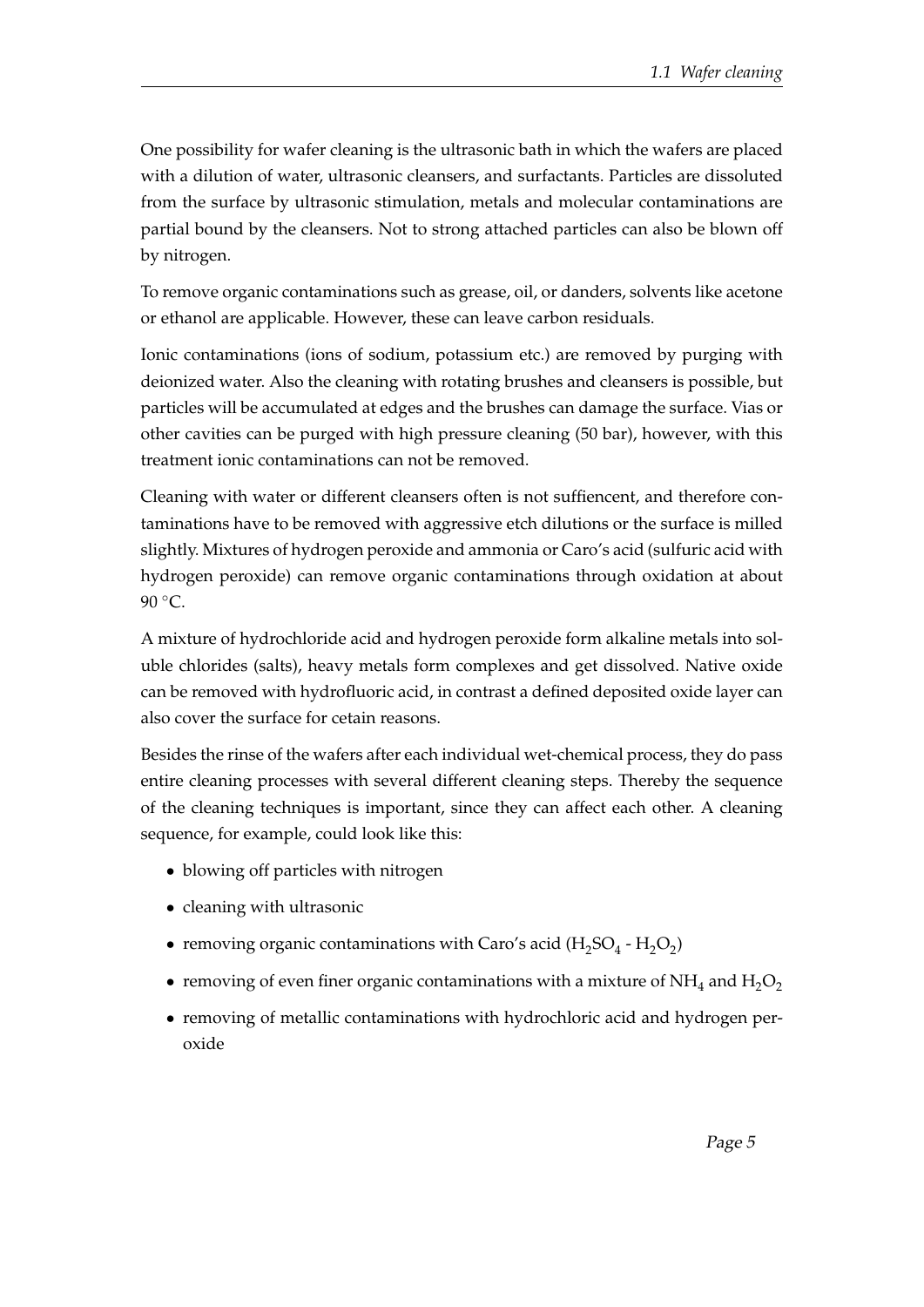One possibility for wafer cleaning is the ultrasonic bath in which the wafers are placed with a dilution of water, ultrasonic cleansers, and surfactants. Particles are dissoluted from the surface by ultrasonic stimulation, metals and molecular contaminations are partial bound by the cleansers. Not to strong attached particles can also be blown off by nitrogen.

To remove organic contaminations such as grease, oil, or danders, solvents like acetone or ethanol are applicable. However, these can leave carbon residuals.

Ionic contaminations (ions of sodium, potassium etc.) are removed by purging with deionized water. Also the cleaning with rotating brushes and cleansers is possible, but particles will be accumulated at edges and the brushes can damage the surface. Vias or other cavities can be purged with high pressure cleaning (50 bar), however, with this treatment ionic contaminations can not be removed.

Cleaning with water or different cleansers often is not suffiencent, and therefore contaminations have to be removed with aggressive etch dilutions or the surface is milled slightly. Mixtures of hydrogen peroxide and ammonia or Caro's acid (sulfuric acid with hydrogen peroxide) can remove organic contaminations through oxidation at about 90 °C.

A mixture of hydrochloride acid and hydrogen peroxide form alkaline metals into soluble chlorides (salts), heavy metals form complexes and get dissolved. Native oxide can be removed with hydrofluoric acid, in contrast a defined deposited oxide layer can also cover the surface for cetain reasons.

Besides the rinse of the wafers after each individual wet-chemical process, they do pass entire cleaning processes with several different cleaning steps. Thereby the sequence of the cleaning techniques is important, since they can affect each other. A cleaning sequence, for example, could look like this:

- blowing off particles with nitrogen
- cleaning with ultrasonic
- removing organic contaminations with Caro's acid ($H_2SO_4$ - $H_2O_2$)
- removing of even finer organic contaminations with a mixture of $NH_4$ and $H_2O_2$
- removing of metallic contaminations with hydrochloric acid and hydrogen peroxide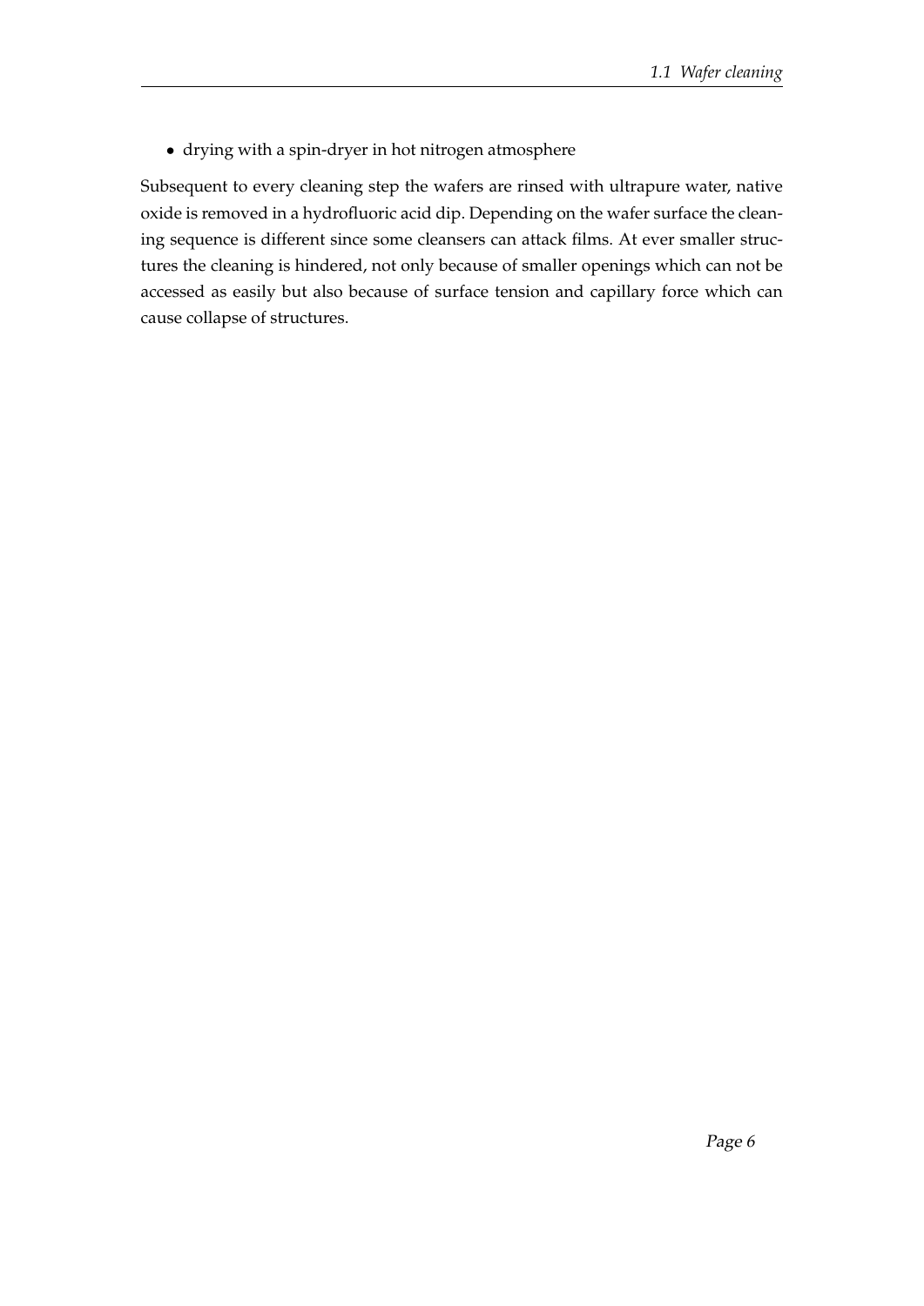- drying with a spin-dryer in hot nitrogen atmosphere

Subsequent to every cleaning step the wafers are rinsed with ultrapure water, native oxide is removed in a hydrofluoric acid dip. Depending on the wafer surface the cleaning sequence is different since some cleansers can attack films. At ever smaller structures the cleaning is hindered, not only because of smaller openings which can not be accessed as easily but also because of surface tension and capillary force which can cause collapse of structures.